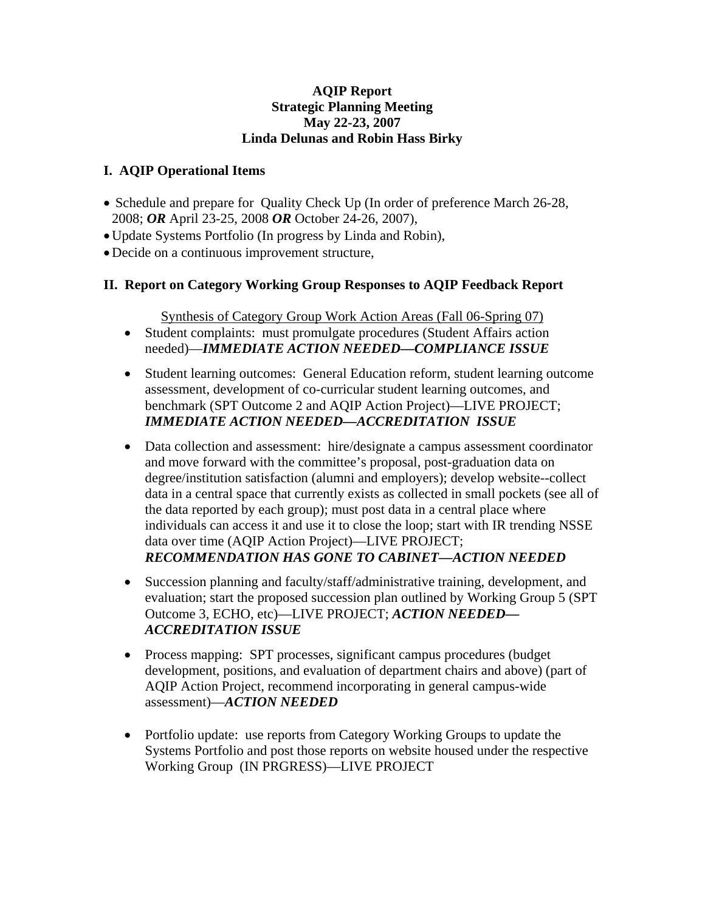**AQIP Report**
**Strategic Planning Meeting**
**May 22-23, 2007**
**Linda Delunas and Robin Hass Birky**

## I. AQIP Operational Items

- Schedule and prepare for Quality Check Up (In order of preference March 26-28, 2008; ***OR*** April 23-25, 2008 ***OR*** October 24-26, 2007),
- Update Systems Portfolio (In progress by Linda and Robin),
- Decide on a continuous improvement structure,

## II. Report on Category Working Group Responses to AQIP Feedback Report

<u>Synthesis of Category Group Work Action Areas (Fall 06-Spring 07)</u>

- Student complaints: must promulgate procedures (Student Affairs action needed)—***IMMEDIATE ACTION NEEDED—COMPLIANCE ISSUE***
- Student learning outcomes: General Education reform, student learning outcome assessment, development of co-curricular student learning outcomes, and benchmark (SPT Outcome 2 and AQIP Action Project)—LIVE PROJECT; ***IMMEDIATE ACTION NEEDED—ACCREDITATION ISSUE***
- Data collection and assessment: hire/designate a campus assessment coordinator and move forward with the committee's proposal, post-graduation data on degree/institution satisfaction (alumni and employers); develop website--collect data in a central space that currently exists as collected in small pockets (see all of the data reported by each group); must post data in a central place where individuals can access it and use it to close the loop; start with IR trending NSSE data over time (AQIP Action Project)—LIVE PROJECT; ***RECOMMENDATION HAS GONE TO CABINET—ACTION NEEDED***
- Succession planning and faculty/staff/administrative training, development, and evaluation; start the proposed succession plan outlined by Working Group 5 (SPT Outcome 3, ECHO, etc)—LIVE PROJECT; ***ACTION NEEDED—ACCREDITATION ISSUE***
- Process mapping: SPT processes, significant campus procedures (budget development, positions, and evaluation of department chairs and above) (part of AQIP Action Project, recommend incorporating in general campus-wide assessment)—***ACTION NEEDED***
- Portfolio update: use reports from Category Working Groups to update the Systems Portfolio and post those reports on website housed under the respective Working Group (IN PRGRESS)—LIVE PROJECT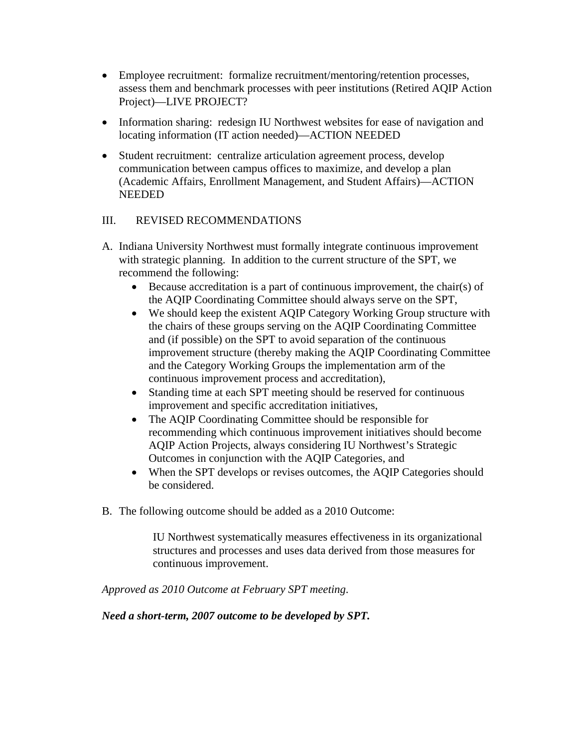- Employee recruitment: formalize recruitment/mentoring/retention processes, assess them and benchmark processes with peer institutions (Retired AQIP Action Project)—LIVE PROJECT?
- Information sharing: redesign IU Northwest websites for ease of navigation and locating information (IT action needed)—ACTION NEEDED
- Student recruitment: centralize articulation agreement process, develop communication between campus offices to maximize, and develop a plan (Academic Affairs, Enrollment Management, and Student Affairs)—ACTION NEEDED

## III. REVISED RECOMMENDATIONS

A. Indiana University Northwest must formally integrate continuous improvement with strategic planning. In addition to the current structure of the SPT, we recommend the following:
   - Because accreditation is a part of continuous improvement, the chair(s) of the AQIP Coordinating Committee should always serve on the SPT,
   - We should keep the existent AQIP Category Working Group structure with the chairs of these groups serving on the AQIP Coordinating Committee and (if possible) on the SPT to avoid separation of the continuous improvement structure (thereby making the AQIP Coordinating Committee and the Category Working Groups the implementation arm of the continuous improvement process and accreditation),
   - Standing time at each SPT meeting should be reserved for continuous improvement and specific accreditation initiatives,
   - The AQIP Coordinating Committee should be responsible for recommending which continuous improvement initiatives should become AQIP Action Projects, always considering IU Northwest's Strategic Outcomes in conjunction with the AQIP Categories, and
   - When the SPT develops or revises outcomes, the AQIP Categories should be considered.

B. The following outcome should be added as a 2010 Outcome:

> IU Northwest systematically measures effectiveness in its organizational structures and processes and uses data derived from those measures for continuous improvement.

*Approved as 2010 Outcome at February SPT meeting.*

***Need a short-term, 2007 outcome to be developed by SPT.***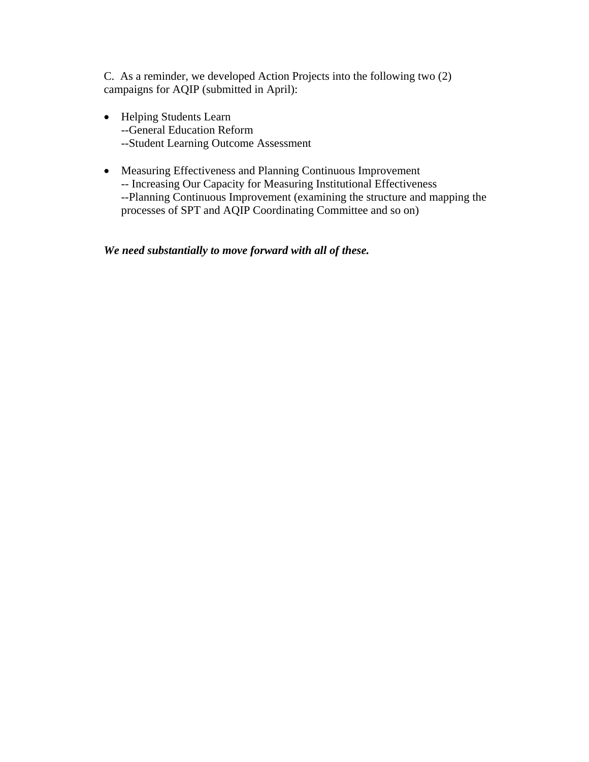C. As a reminder, we developed Action Projects into the following two (2) campaigns for AQIP (submitted in April):

- Helping Students Learn
  --General Education Reform
  --Student Learning Outcome Assessment

- Measuring Effectiveness and Planning Continuous Improvement
  -- Increasing Our Capacity for Measuring Institutional Effectiveness
  --Planning Continuous Improvement (examining the structure and mapping the processes of SPT and AQIP Coordinating Committee and so on)

***We need substantially to move forward with all of these.***